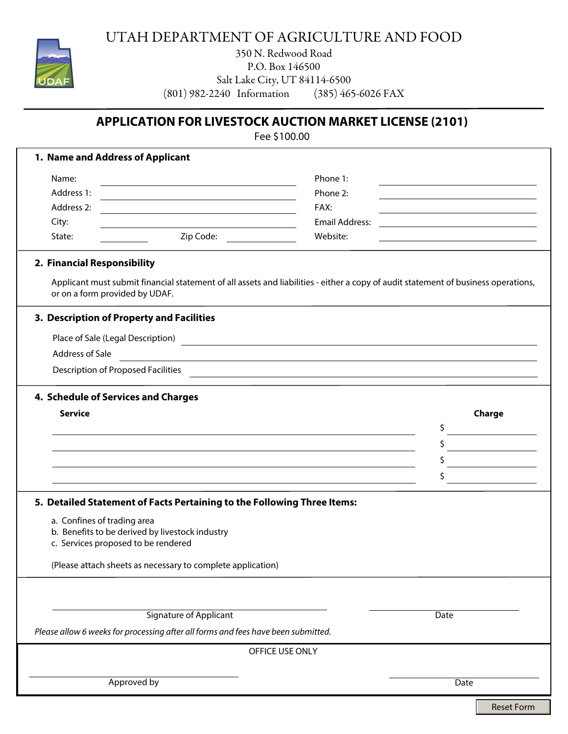# UTAH DEPARTMENT OF AGRICULTURE AND FOOD

350 N. Redwood Road
P.O. Box 146500
Salt Lake City, UT 84114-6500
(801) 982-2240 Information (385) 465-6026 FAX

## APPLICATION FOR LIVESTOCK AUCTION MARKET LICENSE (2101)

Fee $100.00

### 1. Name and Address of Applicant

Name: ____________________
Address 1: ____________________
Address 2: ____________________
City: ____________________
State: __________ Zip Code: __________

Phone 1: ____________________
Phone 2: ____________________
FAX: ____________________
Email Address: ____________________
Website: ____________________

### 2. Financial Responsibility

Applicant must submit financial statement of all assets and liabilities - either a copy of audit statement of business operations, or on a form provided by UDAF.

### 3. Description of Property and Facilities

Place of Sale (Legal Description) ____________________
Address of Sale ____________________
Description of Proposed Facilities ____________________

### 4. Schedule of Services and Charges

| Service | Charge |
|---|---|
| | $ |
| | $ |
| | $ |
| | $ |

### 5. Detailed Statement of Facts Pertaining to the Following Three Items:

a. Confines of trading area
b. Benefits to be derived by livestock industry
c. Services proposed to be rendered

(Please attach sheets as necessary to complete application)

____________________ Signature of Applicant ____________________ Date

*Please allow 6 weeks for processing after all forms and fees have been submitted.*

OFFICE USE ONLY

____________________ Approved by ____________________ Date

Reset Form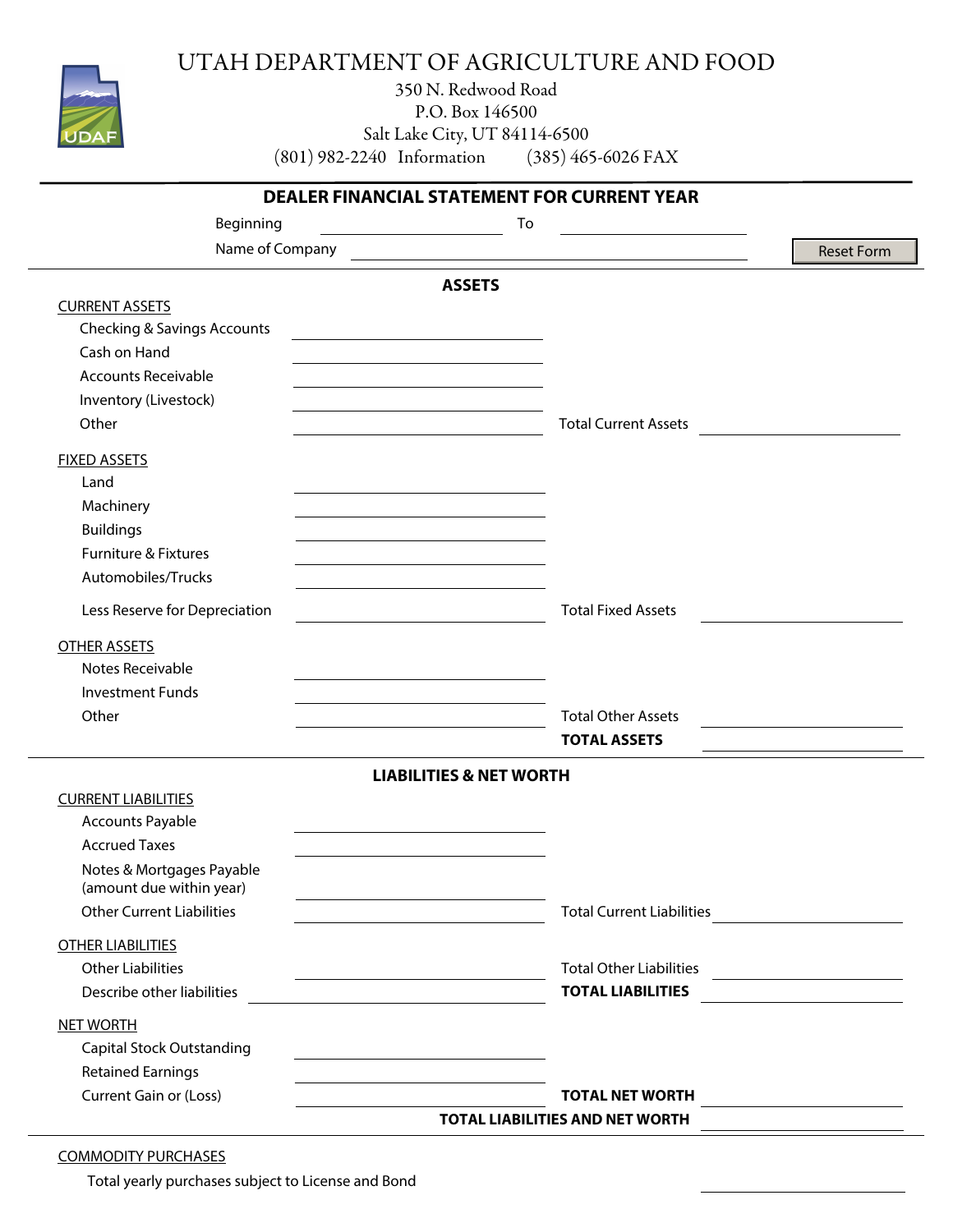# UTAH DEPARTMENT OF AGRICULTURE AND FOOD

350 N. Redwood Road
P.O. Box 146500
Salt Lake City, UT 84114-6500
(801) 982-2240 Information (385) 465-6026 FAX

## DEALER FINANCIAL STATEMENT FOR CURRENT YEAR

Beginning ____________________ To ____________________

Name of Company ________________________________________

Reset Form

### ASSETS

**CURRENT ASSETS**

| | | | |
|---|---|---|---|
| Checking & Savings Accounts | | | |
| Cash on Hand | | | |
| Accounts Receivable | | | |
| Inventory (Livestock) | | | |
| Other | | Total Current Assets | |

**FIXED ASSETS**

| | | | |
|---|---|---|---|
| Land | | | |
| Machinery | | | |
| Buildings | | | |
| Furniture & Fixtures | | | |
| Automobiles/Trucks | | | |
| Less Reserve for Depreciation | | Total Fixed Assets | |

**OTHER ASSETS**

| | | | |
|---|---|---|---|
| Notes Receivable | | | |
| Investment Funds | | | |
| Other | | Total Other Assets | |
| | | **TOTAL ASSETS** | |

### LIABILITIES & NET WORTH

**CURRENT LIABILITIES**

| | | | |
|---|---|---|---|
| Accounts Payable | | | |
| Accrued Taxes | | | |
| Notes & Mortgages Payable (amount due within year) | | | |
| Other Current Liabilities | | Total Current Liabilities | |

**OTHER LIABILITIES**

| | | | |
|---|---|---|---|
| Other Liabilities | | Total Other Liabilities | |
| Describe other liabilities | | **TOTAL LIABILITIES** | |

**NET WORTH**

| | | | |
|---|---|---|---|
| Capital Stock Outstanding | | | |
| Retained Earnings | | | |
| Current Gain or (Loss) | | **TOTAL NET WORTH** | |
| | | **TOTAL LIABILITIES AND NET WORTH** | |

**COMMODITY PURCHASES**

Total yearly purchases subject to License and Bond ____________________